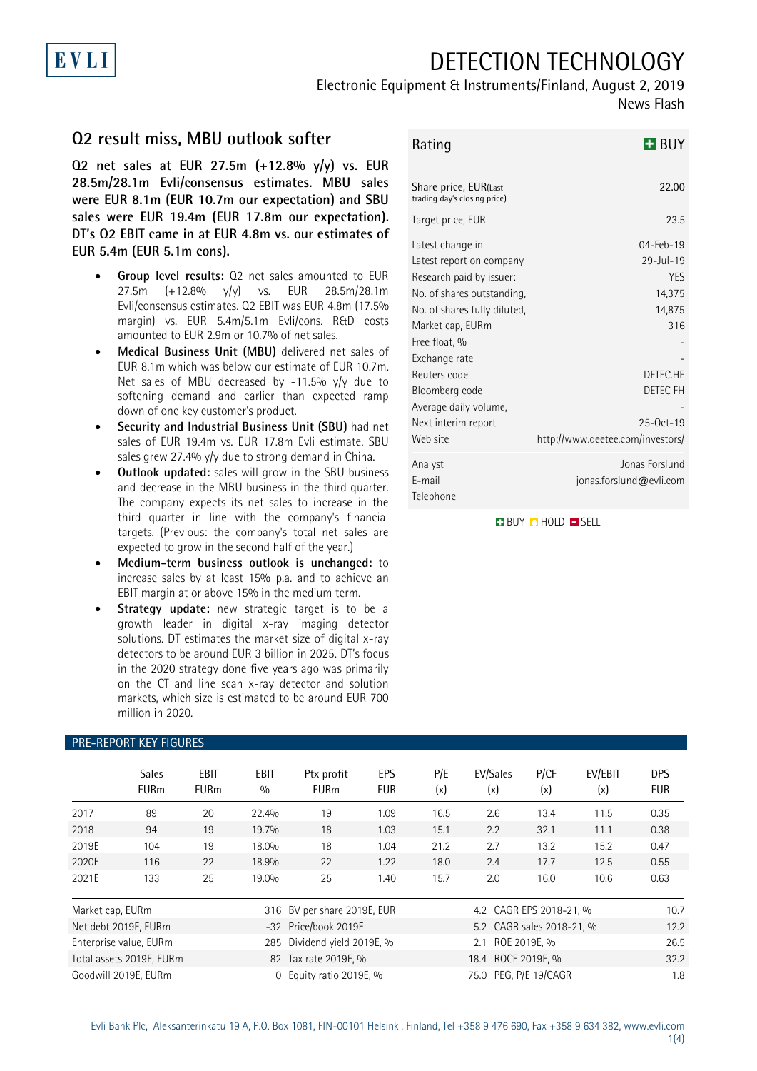# DETECTION TECHNOLOGY

Electronic Equipment & Instruments/Finland, August 2, 2019

News Flash

## Q2 result miss, MBU outlook softer

**Q2 net sales at EUR 27.5m (+12.8% y/y) vs. EUR 28.5m/28.1m Evli/consensus estimates. MBU sales were EUR 8.1m (EUR 10.7m our expectation) and SBU sales were EUR 19.4m (EUR 17.8m our expectation). DT's Q2 EBIT came in at EUR 4.8m vs. our estimates of EUR 5.4m (EUR 5.1m cons).**

- **Group level results:** Q2 net sales amounted to EUR 27.5m (+12.8% y/y) vs. EUR 28.5m/28.1m Evli/consensus estimates. Q2 EBIT was EUR 4.8m (17.5% margin) vs. EUR 5.4m/5.1m Evli/cons. R&D costs amounted to EUR 2.9m or 10.7% of net sales.
- **Medical Business Unit (MBU)** delivered net sales of EUR 8.1m which was below our estimate of EUR 10.7m. Net sales of MBU decreased by -11.5% y/y due to softening demand and earlier than expected ramp down of one key customer's product.
- **Security and Industrial Business Unit (SBU)** had net sales of EUR 19.4m vs. EUR 17.8m Evli estimate. SBU sales grew 27.4% y/y due to strong demand in China.
- **Outlook updated:** sales will grow in the SBU business and decrease in the MBU business in the third quarter. The company expects its net sales to increase in the third quarter in line with the company's financial targets. (Previous: the company's total net sales are expected to grow in the second half of the year.)
- **Medium-term business outlook is unchanged:** to increase sales by at least 15% p.a. and to achieve an EBIT margin at or above 15% in the medium term.
- **Strategy update:** new strategic target is to be a growth leader in digital x-ray imaging detector solutions. DT estimates the market size of digital x-ray detectors to be around EUR 3 billion in 2025. DT's focus in the 2020 strategy done five years ago was primarily on the CT and line scan x-ray detector and solution markets, which size is estimated to be around EUR 700 million in 2020.

| Rating | BUY |
|---|---|
| Share price, EUR(Last trading day's closing price) | 22.00 |
| Target price, EUR | 23.5 |
| Latest change in | 04-Feb-19 |
| Latest report on company | 29-Jul-19 |
| Research paid by issuer: | YES |
| No. of shares outstanding, | 14,375 |
| No. of shares fully diluted, | 14,875 |
| Market cap, EURm | 316 |
| Free float, % | - |
| Exchange rate | - |
| Reuters code | DETEC.HE |
| Bloomberg code | DETEC FH |
| Average daily volume, | - |
| Next interim report | 25-Oct-19 |
| Web site | http://www.deetee.com/investors/ |
| Analyst | Jonas Forslund |
| E-mail | jonas.forslund@evli.com |
| Telephone | |

BUY HOLD SELL

### PRE-REPORT KEY FIGURES

| | Sales EURm | EBIT EURm | EBIT % | Ptx profit EURm | EPS EUR | P/E (x) | EV/Sales (x) | P/CF (x) | EV/EBIT (x) | DPS EUR |
|---|---|---|---|---|---|---|---|---|---|---|
| 2017 | 89 | 20 | 22.4% | 19 | 1.09 | 16.5 | 2.6 | 13.4 | 11.5 | 0.35 |
| 2018 | 94 | 19 | 19.7% | 18 | 1.03 | 15.1 | 2.2 | 32.1 | 11.1 | 0.38 |
| 2019E | 104 | 19 | 18.0% | 18 | 1.04 | 21.2 | 2.7 | 13.2 | 15.2 | 0.47 |
| 2020E | 116 | 22 | 18.9% | 22 | 1.22 | 18.0 | 2.4 | 17.7 | 12.5 | 0.55 |
| 2021E | 133 | 25 | 19.0% | 25 | 1.40 | 15.7 | 2.0 | 16.0 | 10.6 | 0.63 |

| | | | | | |
|---|---|---|---|---|---|
| Market cap, EURm | 316 | BV per share 2019E, EUR | 4.2 | CAGR EPS 2018-21, % | 10.7 |
| Net debt 2019E, EURm | -32 | Price/book 2019E | 5.2 | CAGR sales 2018-21, % | 12.2 |
| Enterprise value, EURm | 285 | Dividend yield 2019E, % | 2.1 | ROE 2019E, % | 26.5 |
| Total assets 2019E, EURm | 82 | Tax rate 2019E, % | 18.4 | ROCE 2019E, % | 32.2 |
| Goodwill 2019E, EURm | 0 | Equity ratio 2019E, % | 75.0 | PEG, P/E 19/CAGR | 1.8 |

Evli Bank Plc, Aleksanterinkatu 19 A, P.O. Box 1081, FIN-00101 Helsinki, Finland, Tel +358 9 476 690, Fax +358 9 634 382, www.evli.com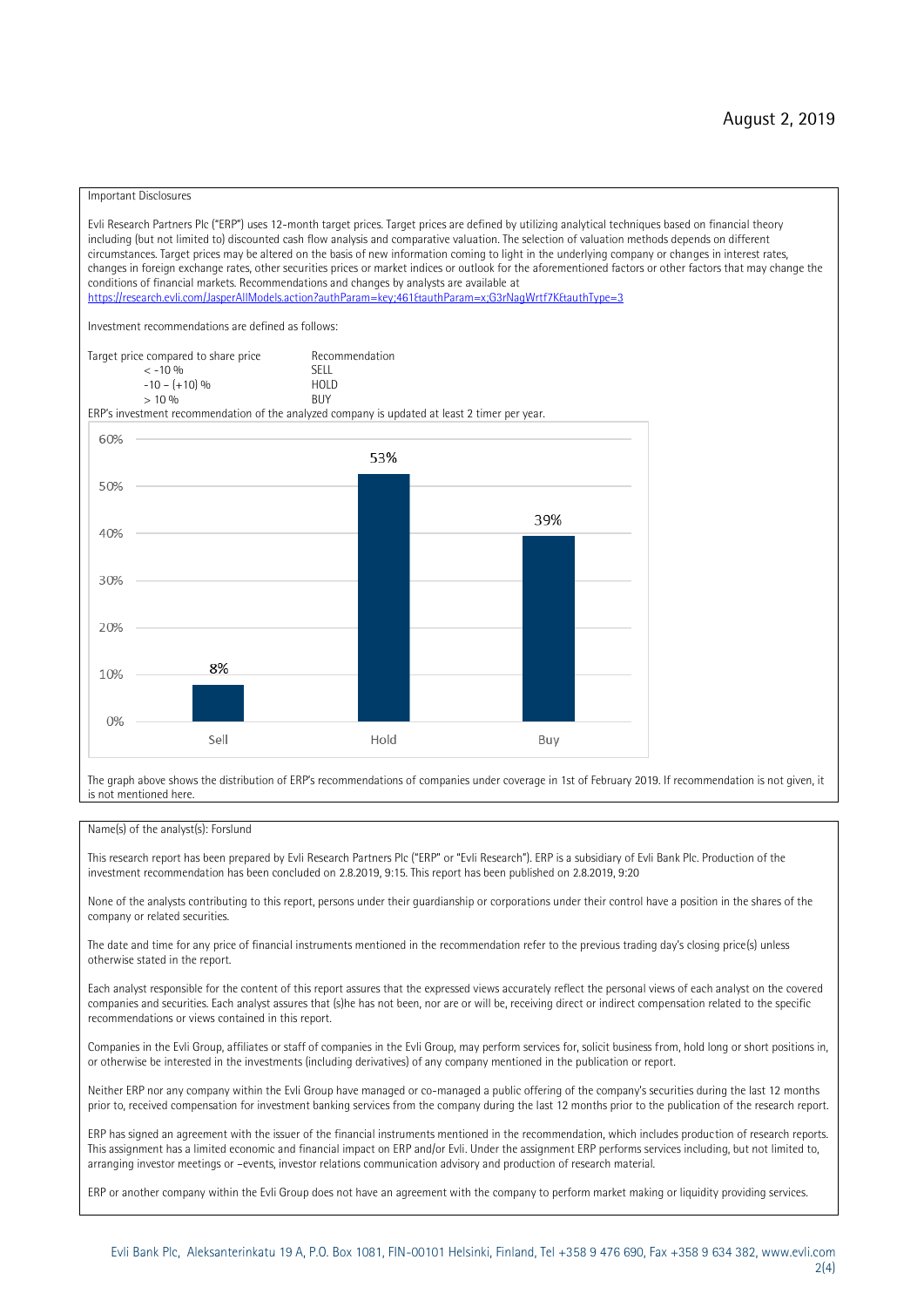Important Disclosures

Evli Research Partners Plc ("ERP") uses 12-month target prices. Target prices are defined by utilizing analytical techniques based on financial theory including (but not limited to) discounted cash flow analysis and comparative valuation. The selection of valuation methods depends on different circumstances. Target prices may be altered on the basis of new information coming to light in the underlying company or changes in interest rates, changes in foreign exchange rates, other securities prices or market indices or outlook for the aforementioned factors or other factors that may change the conditions of financial markets. Recommendations and changes by analysts are available at https://research.evli.com/JasperAllModels.action?authParam=key;461&authParam=x;G3rNagWrtf7K&authType=3

Investment recommendations are defined as follows:

| Target price compared to share price | Recommendation |
|---|---|
| < -10 % | SELL |
| -10 – (+10) % | HOLD |
| > 10 % | BUY |

ERP's investment recommendation of the analyzed company is updated at least 2 timer per year.

| | Sell | Hold | Buy |
|---|---|---|---|
| Share of recommendations | 8% | 53% | 39% |

The graph above shows the distribution of ERP's recommendations of companies under coverage in 1st of February 2019. If recommendation is not given, it is not mentioned here.

Name(s) of the analyst(s): Forslund

This research report has been prepared by Evli Research Partners Plc ("ERP" or "Evli Research"). ERP is a subsidiary of Evli Bank Plc. Production of the investment recommendation has been concluded on 2.8.2019, 9:15. This report has been published on 2.8.2019, 9:20

None of the analysts contributing to this report, persons under their guardianship or corporations under their control have a position in the shares of the company or related securities.

The date and time for any price of financial instruments mentioned in the recommendation refer to the previous trading day's closing price(s) unless otherwise stated in the report.

Each analyst responsible for the content of this report assures that the expressed views accurately reflect the personal views of each analyst on the covered companies and securities. Each analyst assures that (s)he has not been, nor are or will be, receiving direct or indirect compensation related to the specific recommendations or views contained in this report.

Companies in the Evli Group, affiliates or staff of companies in the Evli Group, may perform services for, solicit business from, hold long or short positions in, or otherwise be interested in the investments (including derivatives) of any company mentioned in the publication or report.

Neither ERP nor any company within the Evli Group have managed or co-managed a public offering of the company's securities during the last 12 months prior to, received compensation for investment banking services from the company during the last 12 months prior to the publication of the research report.

ERP has signed an agreement with the issuer of the financial instruments mentioned in the recommendation, which includes production of research reports. This assignment has a limited economic and financial impact on ERP and/or Evli. Under the assignment ERP performs services including, but not limited to, arranging investor meetings or –events, investor relations communication advisory and production of research material.

ERP or another company within the Evli Group does not have an agreement with the company to perform market making or liquidity providing services.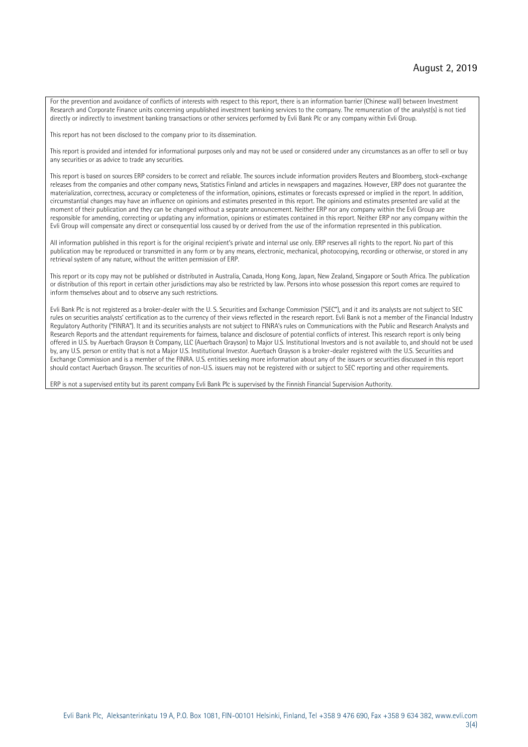For the prevention and avoidance of conflicts of interests with respect to this report, there is an information barrier (Chinese wall) between Investment Research and Corporate Finance units concerning unpublished investment banking services to the company. The remuneration of the analyst(s) is not tied directly or indirectly to investment banking transactions or other services performed by Evli Bank Plc or any company within Evli Group.

This report has not been disclosed to the company prior to its dissemination.

This report is provided and intended for informational purposes only and may not be used or considered under any circumstances as an offer to sell or buy any securities or as advice to trade any securities.

This report is based on sources ERP considers to be correct and reliable. The sources include information providers Reuters and Bloomberg, stock-exchange releases from the companies and other company news, Statistics Finland and articles in newspapers and magazines. However, ERP does not guarantee the materialization, correctness, accuracy or completeness of the information, opinions, estimates or forecasts expressed or implied in the report. In addition, circumstantial changes may have an influence on opinions and estimates presented in this report. The opinions and estimates presented are valid at the moment of their publication and they can be changed without a separate announcement. Neither ERP nor any company within the Evli Group are responsible for amending, correcting or updating any information, opinions or estimates contained in this report. Neither ERP nor any company within the Evli Group will compensate any direct or consequential loss caused by or derived from the use of the information represented in this publication.

All information published in this report is for the original recipient's private and internal use only. ERP reserves all rights to the report. No part of this publication may be reproduced or transmitted in any form or by any means, electronic, mechanical, photocopying, recording or otherwise, or stored in any retrieval system of any nature, without the written permission of ERP.

This report or its copy may not be published or distributed in Australia, Canada, Hong Kong, Japan, New Zealand, Singapore or South Africa. The publication or distribution of this report in certain other jurisdictions may also be restricted by law. Persons into whose possession this report comes are required to inform themselves about and to observe any such restrictions.

Evli Bank Plc is not registered as a broker-dealer with the U. S. Securities and Exchange Commission ("SEC"), and it and its analysts are not subject to SEC rules on securities analysts' certification as to the currency of their views reflected in the research report. Evli Bank is not a member of the Financial Industry Regulatory Authority ("FINRA"). It and its securities analysts are not subject to FINRA's rules on Communications with the Public and Research Analysts and Research Reports and the attendant requirements for fairness, balance and disclosure of potential conflicts of interest. This research report is only being offered in U.S. by Auerbach Grayson & Company, LLC (Auerbach Grayson) to Major U.S. Institutional Investors and is not available to, and should not be used by, any U.S. person or entity that is not a Major U.S. Institutional Investor. Auerbach Grayson is a broker-dealer registered with the U.S. Securities and Exchange Commission and is a member of the FINRA. U.S. entities seeking more information about any of the issuers or securities discussed in this report should contact Auerbach Grayson. The securities of non-U.S. issuers may not be registered with or subject to SEC reporting and other requirements.

ERP is not a supervised entity but its parent company Evli Bank Plc is supervised by the Finnish Financial Supervision Authority.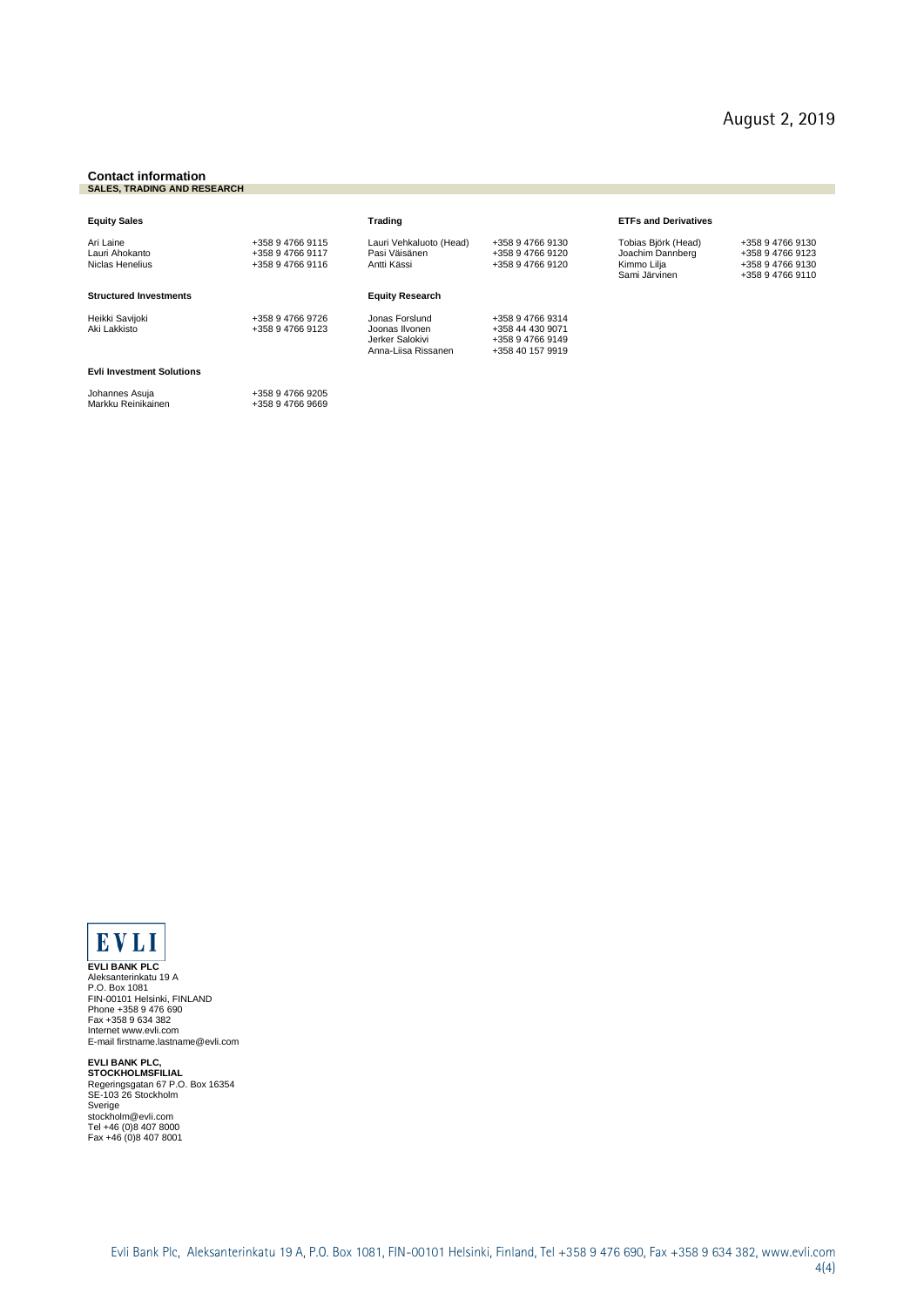August 2, 2019

## Contact information

**SALES, TRADING AND RESEARCH**

**Equity Sales**

| | |
|---|---|
| Ari Laine | +358 9 4766 9115 |
| Lauri Ahokanto | +358 9 4766 9117 |
| Niclas Henelius | +358 9 4766 9116 |

**Structured Investments**

| | |
|---|---|
| Heikki Savijoki | +358 9 4766 9726 |
| Aki Lakkisto | +358 9 4766 9123 |

**Evli Investment Solutions**

| | |
|---|---|
| Johannes Asuja | +358 9 4766 9205 |
| Markku Reinikainen | +358 9 4766 9669 |

**Trading**

| | |
|---|---|
| Lauri Vehkaluoto (Head) | +358 9 4766 9130 |
| Pasi Väisänen | +358 9 4766 9120 |
| Antti Kässi | +358 9 4766 9120 |

**Equity Research**

| | |
|---|---|
| Jonas Forslund | +358 9 4766 9314 |
| Joonas Ilvonen | +358 44 430 9071 |
| Jerker Salokivi | +358 9 4766 9149 |
| Anna-Liisa Rissanen | +358 40 157 9919 |

**ETFs and Derivatives**

| | |
|---|---|
| Tobias Björk (Head) | +358 9 4766 9130 |
| Joachim Dannberg | +358 9 4766 9123 |
| Kimmo Lilja | +358 9 4766 9130 |
| Sami Järvinen | +358 9 4766 9110 |

EVLI

**EVLI BANK PLC**
Aleksanterinkatu 19 A
P.O. Box 1081
FIN-00101 Helsinki, FINLAND
Phone +358 9 476 690
Fax +358 9 634 382
Internet www.evli.com
E-mail firstname.lastname@evli.com

**EVLI BANK PLC, STOCKHOLMSFILIAL**
Regeringsgatan 67 P.O. Box 16354
SE-103 26 Stockholm
Sverige
stockholm@evli.com
Tel +46 (0)8 407 8000
Fax +46 (0)8 407 8001

Evli Bank Plc, Aleksanterinkatu 19 A, P.O. Box 1081, FIN-00101 Helsinki, Finland, Tel +358 9 476 690, Fax +358 9 634 382, www.evli.com